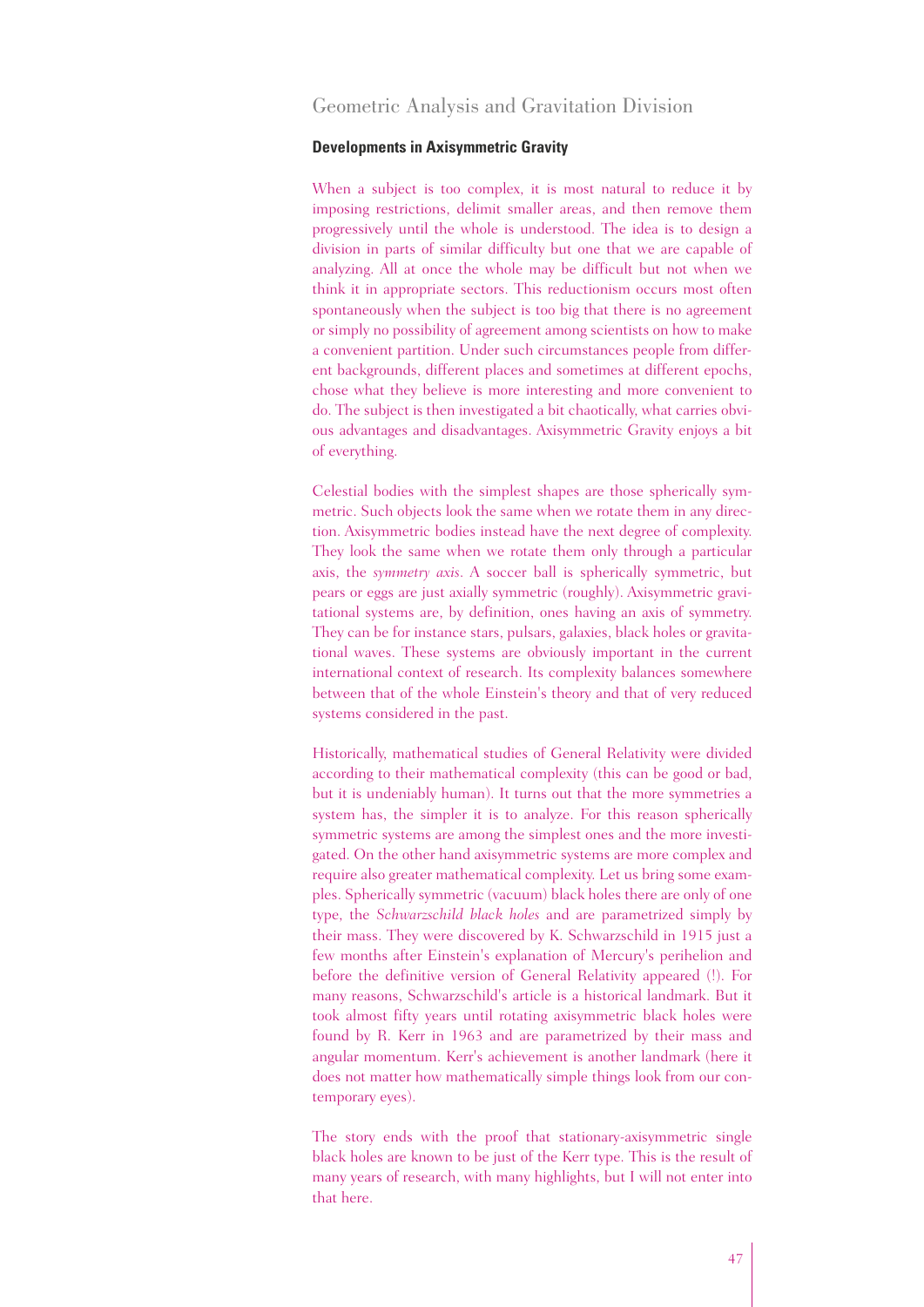# Geometric Analysis and Gravitation Division

## Developments in Axisymmetric Gravity

When a subject is too complex, it is most natural to reduce it by imposing restrictions, delimit smaller areas, and then remove them progressively until the whole is understood. The idea is to design a division in parts of similar difficulty but one that we are capable of analyzing. All at once the whole may be difficult but not when we think it in appropriate sectors. This reductionism occurs most often spontaneously when the subject is too big that there is no agreement or simply no possibility of agreement among scientists on how to make a convenient partition. Under such circumstances people from different backgrounds, different places and sometimes at different epochs, chose what they believe is more interesting and more convenient to do. The subject is then investigated a bit chaotically, what carries obvious advantages and disadvantages. Axisymmetric Gravity enjoys a bit of everything.

Celestial bodies with the simplest shapes are those spherically symmetric. Such objects look the same when we rotate them in any direction. Axisymmetric bodies instead have the next degree of complexity. They look the same when we rotate them only through a particular axis, the *symmetry axis*. A soccer ball is spherically symmetric, but pears or eggs are just axially symmetric (roughly). Axisymmetric gravitational systems are, by definition, ones having an axis of symmetry. They can be for instance stars, pulsars, galaxies, black holes or gravitational waves. These systems are obviously important in the current international context of research. Its complexity balances somewhere between that of the whole Einstein's theory and that of very reduced systems considered in the past.

Historically, mathematical studies of General Relativity were divided according to their mathematical complexity (this can be good or bad, but it is undeniably human). It turns out that the more symmetries a system has, the simpler it is to analyze. For this reason spherically symmetric systems are among the simplest ones and the more investigated. On the other hand axisymmetric systems are more complex and require also greater mathematical complexity. Let us bring some examples. Spherically symmetric (vacuum) black holes there are only of one type, the *Schwarzschild black holes* and are parametrized simply by their mass. They were discovered by K. Schwarzschild in 1915 just a few months after Einstein's explanation of Mercury's perihelion and before the definitive version of General Relativity appeared (!). For many reasons, Schwarzschild's article is a historical landmark. But it took almost fifty years until rotating axisymmetric black holes were found by R. Kerr in 1963 and are parametrized by their mass and angular momentum. Kerr's achievement is another landmark (here it does not matter how mathematically simple things look from our contemporary eyes).

The story ends with the proof that stationary-axisymmetric single black holes are known to be just of the Kerr type. This is the result of many years of research, with many highlights, but I will not enter into that here.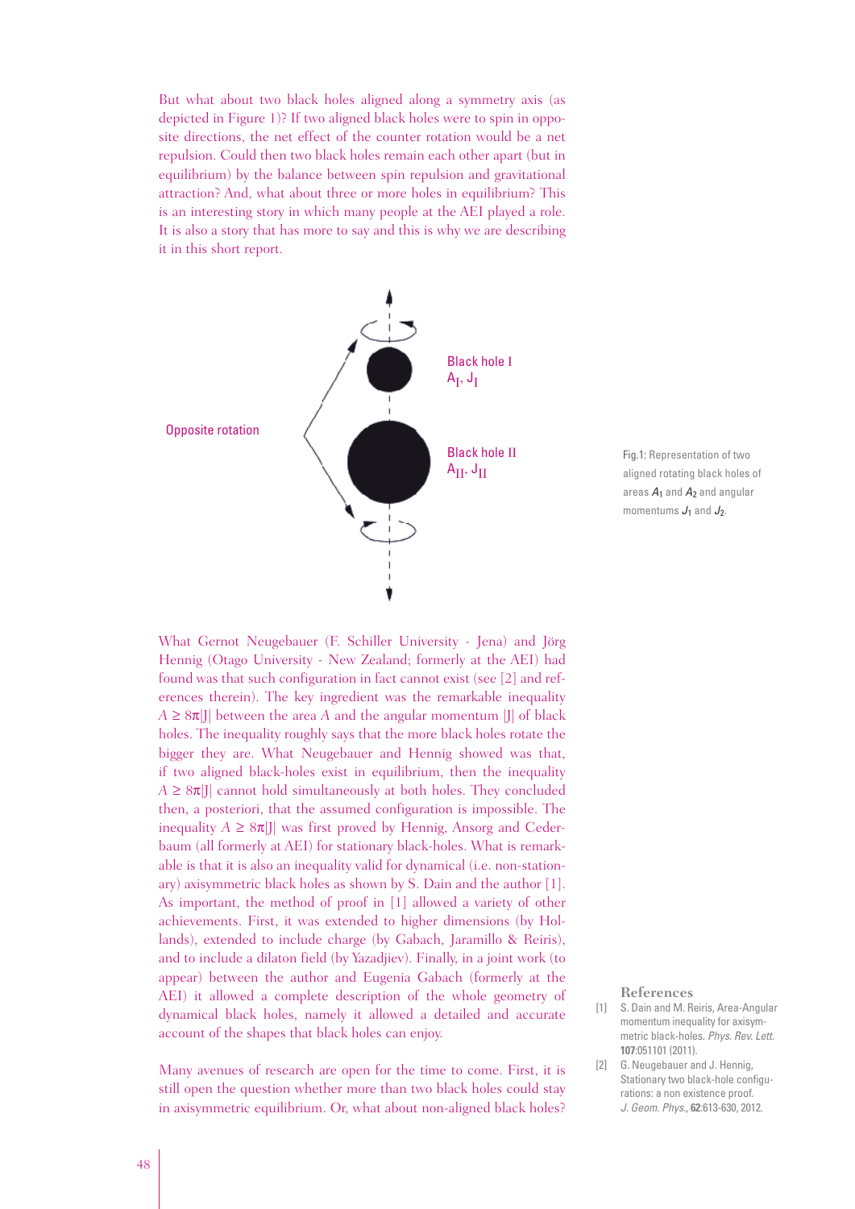But what about two black holes aligned along a symmetry axis (as depicted in Figure 1)? If two aligned black holes were to spin in opposite directions, the net effect of the counter rotation would be a net repulsion. Could then two black holes remain each other apart (but in equilibrium) by the balance between spin repulsion and gravitational attraction? And, what about three or more holes in equilibrium? This is an interesting story in which many people at the AEI played a role. It is also a story that has more to say and this is why we are describing it in this short report.

Opposite rotation

Black hole I
$A_I, J_I$

Black hole II
$A_{II}, J_{II}$

Fig.1: Representation of two aligned rotating black holes of areas $A_1$ and $A_2$ and angular momentums $J_1$ and $J_2$.

What Gernot Neugebauer (F. Schiller University - Jena) and Jörg Hennig (Otago University - New Zealand; formerly at the AEI) had found was that such configuration in fact cannot exist (see [2] and references therein). The key ingredient was the remarkable inequality $A \geq 8\pi|J|$ between the area $A$ and the angular momentum $|J|$ of black holes. The inequality roughly says that the more black holes rotate the bigger they are. What Neugebauer and Hennig showed was that, if two aligned black-holes exist in equilibrium, then the inequality $A \geq 8\pi|J|$ cannot hold simultaneously at both holes. They concluded then, a posteriori, that the assumed configuration is impossible. The inequality $A \geq 8\pi|J|$ was first proved by Hennig, Ansorg and Cederbaum (all formerly at AEI) for stationary black-holes. What is remarkable is that it is also an inequality valid for dynamical (i.e. non-stationary) axisymmetric black holes as shown by S. Dain and the author [1]. As important, the method of proof in [1] allowed a variety of other achievements. First, it was extended to higher dimensions (by Hollands), extended to include charge (by Gabach, Jaramillo & Reiris), and to include a dilaton field (by Yazadjiev). Finally, in a joint work (to appear) between the author and Eugenia Gabach (formerly at the AEI) it allowed a complete description of the whole geometry of dynamical black holes, namely it allowed a detailed and accurate account of the shapes that black holes can enjoy.

Many avenues of research are open for the time to come. First, it is still open the question whether more than two black holes could stay in axisymmetric equilibrium. Or, what about non-aligned black holes?

### References

[1] S. Dain and M. Reiris, Area-Angular momentum inequality for axisymmetric black-holes. *Phys. Rev. Lett.* **107**:051101 (2011).

[2] G. Neugebauer and J. Hennig, Stationary two black-hole configurations: a non existence proof. *J. Geom. Phys.*, **62**:613-630, 2012.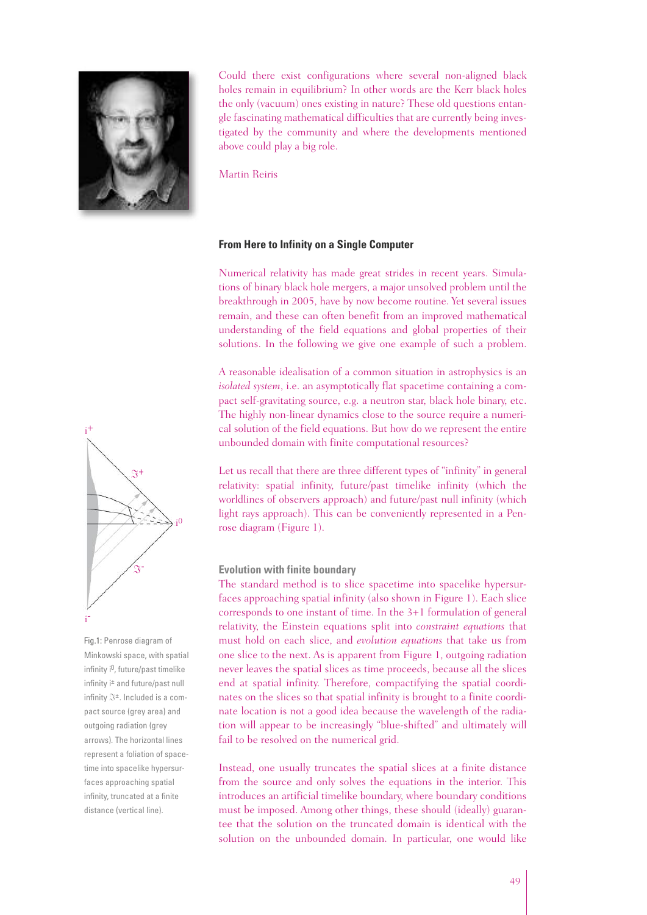Could there exist configurations where several non-aligned black holes remain in equilibrium? In other words are the Kerr black holes the only (vacuum) ones existing in nature? These old questions entangle fascinating mathematical difficulties that are currently being investigated by the community and where the developments mentioned above could play a big role.

Martin Reiris

### From Here to Infinity on a Single Computer

Numerical relativity has made great strides in recent years. Simulations of binary black hole mergers, a major unsolved problem until the breakthrough in 2005, have by now become routine. Yet several issues remain, and these can often benefit from an improved mathematical understanding of the field equations and global properties of their solutions. In the following we give one example of such a problem.

A reasonable idealisation of a common situation in astrophysics is an *isolated system*, i.e. an asymptotically flat spacetime containing a compact self-gravitating source, e.g. a neutron star, black hole binary, etc. The highly non-linear dynamics close to the source require a numerical solution of the field equations. But how do we represent the entire unbounded domain with finite computational resources?

Let us recall that there are three different types of "infinity" in general relativity: spatial infinity, future/past timelike infinity (which the worldlines of observers approach) and future/past null infinity (which light rays approach). This can be conveniently represented in a Penrose diagram (Figure 1).

$i^+$

$\mathfrak{I}^+$

$i^0$

$\mathfrak{I}^-$

$i^-$

Fig.1: Penrose diagram of Minkowski space, with spatial infinity $i^0$, future/past timelike infinity $i^\pm$ and future/past null infinity $\mathfrak{I}^\pm$. Included is a compact source (grey area) and outgoing radiation (grey arrows). The horizontal lines represent a foliation of spacetime into spacelike hypersurfaces approaching spatial infinity, truncated at a finite distance (vertical line).

#### Evolution with finite boundary

The standard method is to slice spacetime into spacelike hypersurfaces approaching spatial infinity (also shown in Figure 1). Each slice corresponds to one instant of time. In the 3+1 formulation of general relativity, the Einstein equations split into *constraint equations* that must hold on each slice, and *evolution equations* that take us from one slice to the next. As is apparent from Figure 1, outgoing radiation never leaves the spatial slices as time proceeds, because all the slices end at spatial infinity. Therefore, compactifying the spatial coordinates on the slices so that spatial infinity is brought to a finite coordinate location is not a good idea because the wavelength of the radiation will appear to be increasingly "blue-shifted" and ultimately will fail to be resolved on the numerical grid.

Instead, one usually truncates the spatial slices at a finite distance from the source and only solves the equations in the interior. This introduces an artificial timelike boundary, where boundary conditions must be imposed. Among other things, these should (ideally) guarantee that the solution on the truncated domain is identical with the solution on the unbounded domain. In particular, one would like